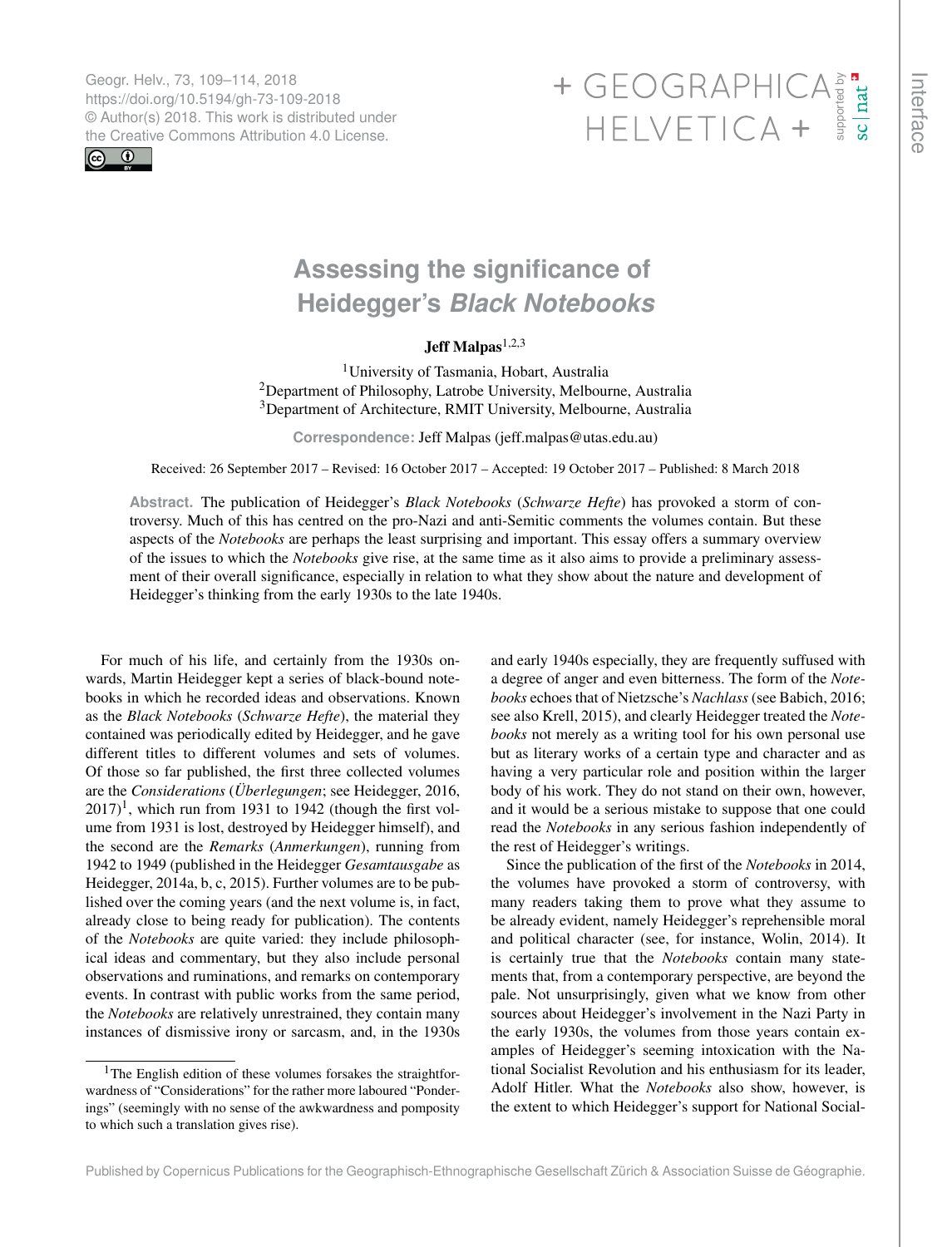# Assessing the significance of Heidegger's *Black Notebooks*

**Jeff Malpas**[1,2,3]

[1]University of Tasmania, Hobart, Australia
[2]Department of Philosophy, Latrobe University, Melbourne, Australia
[3]Department of Architecture, RMIT University, Melbourne, Australia

**Correspondence:** Jeff Malpas (jeff.malpas@utas.edu.au)

Received: 26 September 2017 – Revised: 16 October 2017 – Accepted: 19 October 2017 – Published: 8 March 2018

**Abstract.** The publication of Heidegger's *Black Notebooks* (*Schwarze Hefte*) has provoked a storm of controversy. Much of this has centred on the pro-Nazi and anti-Semitic comments the volumes contain. But these aspects of the *Notebooks* are perhaps the least surprising and important. This essay offers a summary overview of the issues to which the *Notebooks* give rise, at the same time as it also aims to provide a preliminary assessment of their overall significance, especially in relation to what they show about the nature and development of Heidegger's thinking from the early 1930s to the late 1940s.

For much of his life, and certainly from the 1930s onwards, Martin Heidegger kept a series of black-bound notebooks in which he recorded ideas and observations. Known as the *Black Notebooks* (*Schwarze Hefte*), the material they contained was periodically edited by Heidegger, and he gave different titles to different volumes and sets of volumes. Of those so far published, the first three collected volumes are the *Considerations* (*Überlegungen*; see Heidegger, 2016, 2017)[1], which run from 1931 to 1942 (though the first volume from 1931 is lost, destroyed by Heidegger himself), and the second are the *Remarks* (*Anmerkungen*), running from 1942 to 1949 (published in the Heidegger *Gesamtausgabe* as Heidegger, 2014a, b, c, 2015). Further volumes are to be published over the coming years (and the next volume is, in fact, already close to being ready for publication). The contents of the *Notebooks* are quite varied: they include philosophical ideas and commentary, but they also include personal observations and ruminations, and remarks on contemporary events. In contrast with public works from the same period, the *Notebooks* are relatively unrestrained, they contain many instances of dismissive irony or sarcasm, and, in the 1930s and early 1940s especially, they are frequently suffused with a degree of anger and even bitterness. The form of the *Notebooks* echoes that of Nietzsche's *Nachlass* (see Babich, 2016; see also Krell, 2015), and clearly Heidegger treated the *Notebooks* not merely as a writing tool for his own personal use but as literary works of a certain type and character and as having a very particular role and position within the larger body of his work. They do not stand on their own, however, and it would be a serious mistake to suppose that one could read the *Notebooks* in any serious fashion independently of the rest of Heidegger's writings.

Since the publication of the first of the *Notebooks* in 2014, the volumes have provoked a storm of controversy, with many readers taking them to prove what they assume to be already evident, namely Heidegger's reprehensible moral and political character (see, for instance, Wolin, 2014). It is certainly true that the *Notebooks* contain many statements that, from a contemporary perspective, are beyond the pale. Not unsurprisingly, given what we know from other sources about Heidegger's involvement in the Nazi Party in the early 1930s, the volumes from those years contain examples of Heidegger's seeming intoxication with the National Socialist Revolution and his enthusiasm for its leader, Adolf Hitler. What the *Notebooks* also show, however, is the extent to which Heidegger's support for National Social-

[1]The English edition of these volumes forsakes the straightforwardness of "Considerations" for the rather more laboured "Ponderings" (seemingly with no sense of the awkwardness and pomposity to which such a translation gives rise).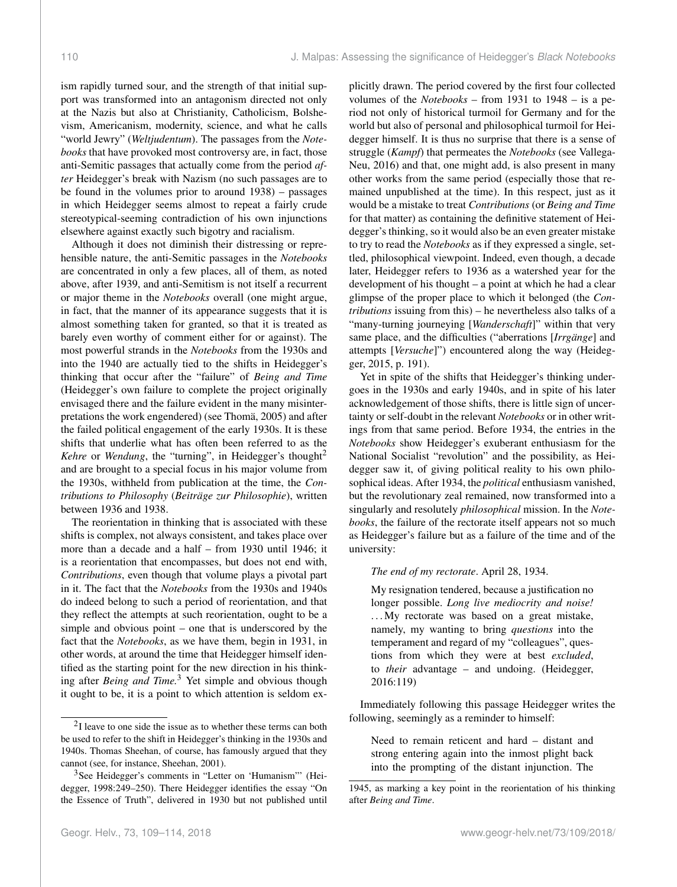ism rapidly turned sour, and the strength of that initial support was transformed into an antagonism directed not only at the Nazis but also at Christianity, Catholicism, Bolshevism, Americanism, modernity, science, and what he calls "world Jewry" (*Weltjudentum*). The passages from the *Notebooks* that have provoked most controversy are, in fact, those anti-Semitic passages that actually come from the period *after* Heidegger's break with Nazism (no such passages are to be found in the volumes prior to around 1938) – passages in which Heidegger seems almost to repeat a fairly crude stereotypical-seeming contradiction of his own injunctions elsewhere against exactly such bigotry and racialism.

Although it does not diminish their distressing or reprehensible nature, the anti-Semitic passages in the *Notebooks* are concentrated in only a few places, all of them, as noted above, after 1939, and anti-Semitism is not itself a recurrent or major theme in the *Notebooks* overall (one might argue, in fact, that the manner of its appearance suggests that it is almost something taken for granted, so that it is treated as barely even worthy of comment either for or against). The most powerful strands in the *Notebooks* from the 1930s and into the 1940 are actually tied to the shifts in Heidegger's thinking that occur after the "failure" of *Being and Time* (Heidegger's own failure to complete the project originally envisaged there and the failure evident in the many misinterpretations the work engendered) (see Thomä, 2005) and after the failed political engagement of the early 1930s. It is these shifts that underlie what has often been referred to as the *Kehre* or *Wendung*, the "turning", in Heidegger's thought[2] and are brought to a special focus in his major volume from the 1930s, withheld from publication at the time, the *Contributions to Philosophy* (*Beiträge zur Philosophie*), written between 1936 and 1938.

The reorientation in thinking that is associated with these shifts is complex, not always consistent, and takes place over more than a decade and a half – from 1930 until 1946; it is a reorientation that encompasses, but does not end with, *Contributions*, even though that volume plays a pivotal part in it. The fact that the *Notebooks* from the 1930s and 1940s do indeed belong to such a period of reorientation, and that they reflect the attempts at such reorientation, ought to be a simple and obvious point – one that is underscored by the fact that the *Notebooks*, as we have them, begin in 1931, in other words, at around the time that Heidegger himself identified as the starting point for the new direction in his thinking after *Being and Time*.[3] Yet simple and obvious though it ought to be, it is a point to which attention is seldom explicitly drawn. The period covered by the first four collected volumes of the *Notebooks* – from 1931 to 1948 – is a period not only of historical turmoil for Germany and for the world but also of personal and philosophical turmoil for Heidegger himself. It is thus no surprise that there is a sense of struggle (*Kampf*) that permeates the *Notebooks* (see Vallega-Neu, 2016) and that, one might add, is also present in many other works from the same period (especially those that remained unpublished at the time). In this respect, just as it would be a mistake to treat *Contributions* (or *Being and Time* for that matter) as containing the definitive statement of Heidegger's thinking, so it would also be an even greater mistake to try to read the *Notebooks* as if they expressed a single, settled, philosophical viewpoint. Indeed, even though, a decade later, Heidegger refers to 1936 as a watershed year for the development of his thought – a point at which he had a clear glimpse of the proper place to which it belonged (the *Contributions* issuing from this) – he nevertheless also talks of a "many-turning journeying [*Wanderschaft*]" within that very same place, and the difficulties ("aberrations [*Irrgänge*] and attempts [*Versuche*]") encountered along the way (Heidegger, 2015, p. 191).

Yet in spite of the shifts that Heidegger's thinking undergoes in the 1930s and early 1940s, and in spite of his later acknowledgement of those shifts, there is little sign of uncertainty or self-doubt in the relevant *Notebooks* or in other writings from that same period. Before 1934, the entries in the *Notebooks* show Heidegger's exuberant enthusiasm for the National Socialist "revolution" and the possibility, as Heidegger saw it, of giving political reality to his own philosophical ideas. After 1934, the *political* enthusiasm vanished, but the revolutionary zeal remained, now transformed into a singularly and resolutely *philosophical* mission. In the *Notebooks*, the failure of the rectorate itself appears not so much as Heidegger's failure but as a failure of the time and of the university:

> *The end of my rectorate*. April 28, 1934.
>
> My resignation tendered, because a justification no longer possible. *Long live mediocrity and noise!* . . . My rectorate was based on a great mistake, namely, my wanting to bring *questions* into the temperament and regard of my "colleagues", questions from which they were at best *excluded*, to *their* advantage – and undoing. (Heidegger, 2016:119)

Immediately following this passage Heidegger writes the following, seemingly as a reminder to himself:

> Need to remain reticent and hard – distant and strong entering again into the inmost plight back into the prompting of the distant injunction. The

---

[2] I leave to one side the issue as to whether these terms can both be used to refer to the shift in Heidegger's thinking in the 1930s and 1940s. Thomas Sheehan, of course, has famously argued that they cannot (see, for instance, Sheehan, 2001).

[3] See Heidegger's comments in "Letter on 'Humanism'" (Heidegger, 1998:249–250). There Heidegger identifies the essay "On the Essence of Truth", delivered in 1930 but not published until 1945, as marking a key point in the reorientation of his thinking after *Being and Time*.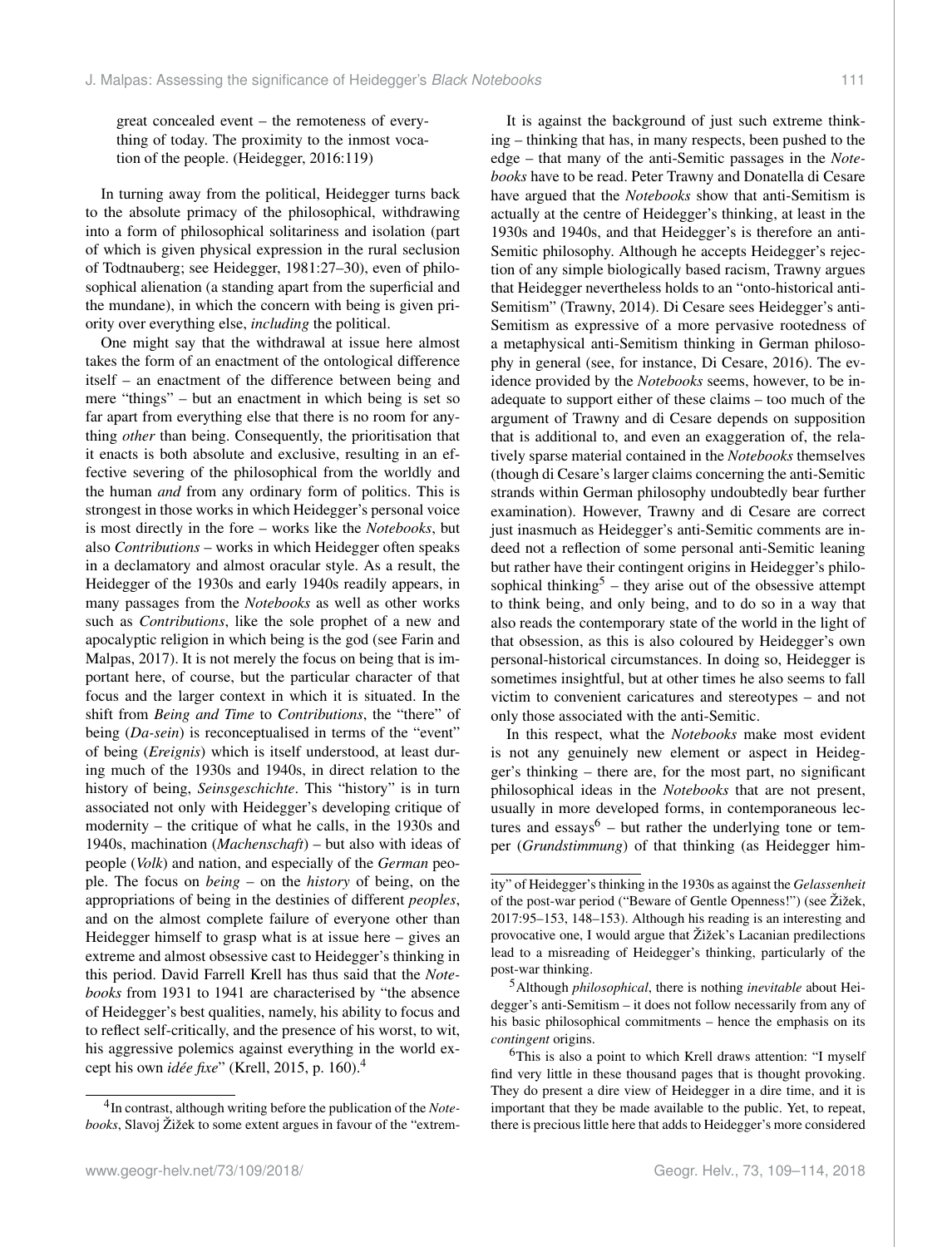great concealed event – the remoteness of everything of today. The proximity to the inmost vocation of the people. (Heidegger, 2016:119)

In turning away from the political, Heidegger turns back to the absolute primacy of the philosophical, withdrawing into a form of philosophical solitariness and isolation (part of which is given physical expression in the rural seclusion of Todtnauberg; see Heidegger, 1981:27–30), even of philosophical alienation (a standing apart from the superficial and the mundane), in which the concern with being is given priority over everything else, *including* the political.

One might say that the withdrawal at issue here almost takes the form of an enactment of the ontological difference itself – an enactment of the difference between being and mere "things" – but an enactment in which being is set so far apart from everything else that there is no room for anything *other* than being. Consequently, the prioritisation that it enacts is both absolute and exclusive, resulting in an effective severing of the philosophical from the worldly and the human *and* from any ordinary form of politics. This is strongest in those works in which Heidegger's personal voice is most directly in the fore – works like the *Notebooks*, but also *Contributions* – works in which Heidegger often speaks in a declamatory and almost oracular style. As a result, the Heidegger of the 1930s and early 1940s readily appears, in many passages from the *Notebooks* as well as other works such as *Contributions*, like the sole prophet of a new and apocalyptic religion in which being is the god (see Farin and Malpas, 2017). It is not merely the focus on being that is important here, of course, but the particular character of that focus and the larger context in which it is situated. In the shift from *Being and Time* to *Contributions*, the "there" of being (*Da-sein*) is reconceptualised in terms of the "event" of being (*Ereignis*) which is itself understood, at least during much of the 1930s and 1940s, in direct relation to the history of being, *Seinsgeschichte*. This "history" is in turn associated not only with Heidegger's developing critique of modernity – the critique of what he calls, in the 1930s and 1940s, machination (*Machenschaft*) – but also with ideas of people (*Volk*) and nation, and especially of the *German* people. The focus on *being* – on the *history* of being, on the appropriations of being in the destinies of different *peoples*, and on the almost complete failure of everyone other than Heidegger himself to grasp what is at issue here – gives an extreme and almost obsessive cast to Heidegger's thinking in this period. David Farrell Krell has thus said that the *Notebooks* from 1931 to 1941 are characterised by "the absence of Heidegger's best qualities, namely, his ability to focus and to reflect self-critically, and the presence of his worst, to wit, his aggressive polemics against everything in the world except his own *idée fixe*" (Krell, 2015, p. 160).[4]

It is against the background of just such extreme thinking – thinking that has, in many respects, been pushed to the edge – that many of the anti-Semitic passages in the *Notebooks* have to be read. Peter Trawny and Donatella di Cesare have argued that the *Notebooks* show that anti-Semitism is actually at the centre of Heidegger's thinking, at least in the 1930s and 1940s, and that Heidegger's is therefore an anti-Semitic philosophy. Although he accepts Heidegger's rejection of any simple biologically based racism, Trawny argues that Heidegger nevertheless holds to an "onto-historical anti-Semitism" (Trawny, 2014). Di Cesare sees Heidegger's anti-Semitism as expressive of a more pervasive rootedness of a metaphysical anti-Semitism thinking in German philosophy in general (see, for instance, Di Cesare, 2016). The evidence provided by the *Notebooks* seems, however, to be inadequate to support either of these claims – too much of the argument of Trawny and di Cesare depends on supposition that is additional to, and even an exaggeration of, the relatively sparse material contained in the *Notebooks* themselves (though di Cesare's larger claims concerning the anti-Semitic strands within German philosophy undoubtedly bear further examination). However, Trawny and di Cesare are correct just inasmuch as Heidegger's anti-Semitic comments are indeed not a reflection of some personal anti-Semitic leaning but rather have their contingent origins in Heidegger's philosophical thinking[5] – they arise out of the obsessive attempt to think being, and only being, and to do so in a way that also reads the contemporary state of the world in the light of that obsession, as this is also coloured by Heidegger's own personal-historical circumstances. In doing so, Heidegger is sometimes insightful, but at other times he also seems to fall victim to convenient caricatures and stereotypes – and not only those associated with the anti-Semitic.

In this respect, what the *Notebooks* make most evident is not any genuinely new element or aspect in Heidegger's thinking – there are, for the most part, no significant philosophical ideas in the *Notebooks* that are not present, usually in more developed forms, in contemporaneous lectures and essays[6] – but rather the underlying tone or temper (*Grundstimmung*) of that thinking (as Heidegger him-

---

[4] In contrast, although writing before the publication of the *Notebooks*, Slavoj Žižek to some extent argues in favour of the "extremity" of Heidegger's thinking in the 1930s as against the *Gelassenheit* of the post-war period ("Beware of Gentle Openness!") (see Žižek, 2017:95–153, 148–153). Although his reading is an interesting and provocative one, I would argue that Žižek's Lacanian predilections lead to a misreading of Heidegger's thinking, particularly of the post-war thinking.

[5] Although *philosophical*, there is nothing *inevitable* about Heidegger's anti-Semitism – it does not follow necessarily from any of his basic philosophical commitments – hence the emphasis on its *contingent* origins.

[6] This is also a point to which Krell draws attention: "I myself find very little in these thousand pages that is thought provoking. They do present a dire view of Heidegger in a dire time, and it is important that they be made available to the public. Yet, to repeat, there is precious little here that adds to Heidegger's more considered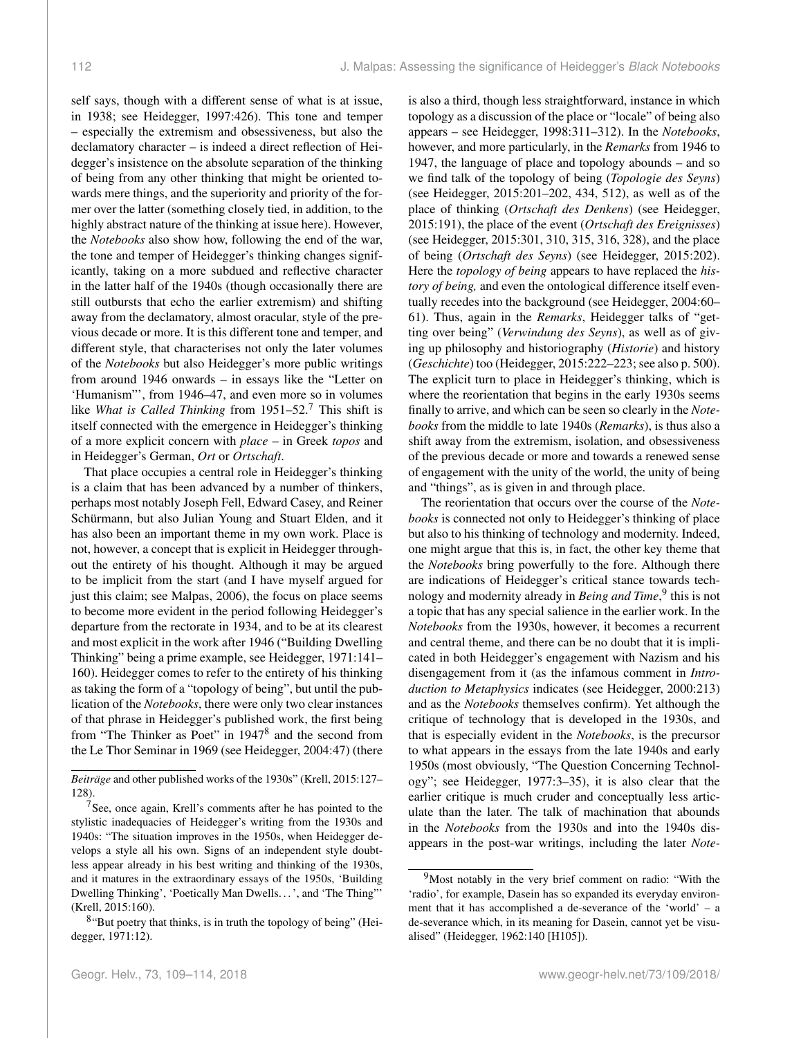self says, though with a different sense of what is at issue, in 1938; see Heidegger, 1997:426). This tone and temper – especially the extremism and obsessiveness, but also the declamatory character – is indeed a direct reflection of Heidegger's insistence on the absolute separation of the thinking of being from any other thinking that might be oriented towards mere things, and the superiority and priority of the former over the latter (something closely tied, in addition, to the highly abstract nature of the thinking at issue here). However, the *Notebooks* also show how, following the end of the war, the tone and temper of Heidegger's thinking changes significantly, taking on a more subdued and reflective character in the latter half of the 1940s (though occasionally there are still outbursts that echo the earlier extremism) and shifting away from the declamatory, almost oracular, style of the previous decade or more. It is this different tone and temper, and different style, that characterises not only the later volumes of the *Notebooks* but also Heidegger's more public writings from around 1946 onwards – in essays like the "Letter on 'Humanism"', from 1946–47, and even more so in volumes like *What is Called Thinking* from 1951–52.[7] This shift is itself connected with the emergence in Heidegger's thinking of a more explicit concern with *place* – in Greek *topos* and in Heidegger's German, *Ort* or *Ortschaft*.

That place occupies a central role in Heidegger's thinking is a claim that has been advanced by a number of thinkers, perhaps most notably Joseph Fell, Edward Casey, and Reiner Schürmann, but also Julian Young and Stuart Elden, and it has also been an important theme in my own work. Place is not, however, a concept that is explicit in Heidegger throughout the entirety of his thought. Although it may be argued to be implicit from the start (and I have myself argued for just this claim; see Malpas, 2006), the focus on place seems to become more evident in the period following Heidegger's departure from the rectorate in 1934, and to be at its clearest and most explicit in the work after 1946 ("Building Dwelling Thinking" being a prime example, see Heidegger, 1971:141–160). Heidegger comes to refer to the entirety of his thinking as taking the form of a "topology of being", but until the publication of the *Notebooks*, there were only two clear instances of that phrase in Heidegger's published work, the first being from "The Thinker as Poet" in 1947[8] and the second from the Le Thor Seminar in 1969 (see Heidegger, 2004:47) (there is also a third, though less straightforward, instance in which topology as a discussion of the place or "locale" of being also appears – see Heidegger, 1998:311–312). In the *Notebooks*, however, and more particularly, in the *Remarks* from 1946 to 1947, the language of place and topology abounds – and so we find talk of the topology of being (*Topologie des Seyns*) (see Heidegger, 2015:201–202, 434, 512), as well as of the place of thinking (*Ortschaft des Denkens*) (see Heidegger, 2015:191), the place of the event (*Ortschaft des Ereignisses*) (see Heidegger, 2015:301, 310, 315, 316, 328), and the place of being (*Ortschaft des Seyns*) (see Heidegger, 2015:202). Here the *topology of being* appears to have replaced the *history of being,* and even the ontological difference itself eventually recedes into the background (see Heidegger, 2004:60–61). Thus, again in the *Remarks*, Heidegger talks of "getting over being" (*Verwindung des Seyns*), as well as of giving up philosophy and historiography (*Historie*) and history (*Geschichte*) too (Heidegger, 2015:222–223; see also p. 500). The explicit turn to place in Heidegger's thinking, which is where the reorientation that begins in the early 1930s seems finally to arrive, and which can be seen so clearly in the *Notebooks* from the middle to late 1940s (*Remarks*), is thus also a shift away from the extremism, isolation, and obsessiveness of the previous decade or more and towards a renewed sense of engagement with the unity of the world, the unity of being and "things", as is given in and through place.

The reorientation that occurs over the course of the *Notebooks* is connected not only to Heidegger's thinking of place but also to his thinking of technology and modernity. Indeed, one might argue that this is, in fact, the other key theme that the *Notebooks* bring powerfully to the fore. Although there are indications of Heidegger's critical stance towards technology and modernity already in *Being and Time*,[9] this is not a topic that has any special salience in the earlier work. In the *Notebooks* from the 1930s, however, it becomes a recurrent and central theme, and there can be no doubt that it is implicated in both Heidegger's engagement with Nazism and his disengagement from it (as the infamous comment in *Introduction to Metaphysics* indicates (see Heidegger, 2000:213) and as the *Notebooks* themselves confirm). Yet although the critique of technology that is developed in the 1930s, and that is especially evident in the *Notebooks*, is the precursor to what appears in the essays from the late 1940s and early 1950s (most obviously, "The Question Concerning Technology"; see Heidegger, 1977:3–35), it is also clear that the earlier critique is much cruder and conceptually less articulate than the later. The talk of machination that abounds in the *Notebooks* from the 1930s and into the 1940s disappears in the post-war writings, including the later *Note-*

---

*Beiträge* and other published works of the 1930s" (Krell, 2015:127–128).

[7] See, once again, Krell's comments after he has pointed to the stylistic inadequacies of Heidegger's writing from the 1930s and 1940s: "The situation improves in the 1950s, when Heidegger develops a style all his own. Signs of an independent style doubtless appear already in his best writing and thinking of the 1930s, and it matures in the extraordinary essays of the 1950s, 'Building Dwelling Thinking', 'Poetically Man Dwells. . . ', and 'The Thing"' (Krell, 2015:160).

[8] "But poetry that thinks, is in truth the topology of being" (Heidegger, 1971:12).

[9] Most notably in the very brief comment on radio: "With the 'radio', for example, Dasein has so expanded its everyday environment that it has accomplished a de-severance of the 'world' – a de-severance which, in its meaning for Dasein, cannot yet be visualised" (Heidegger, 1962:140 [H105]).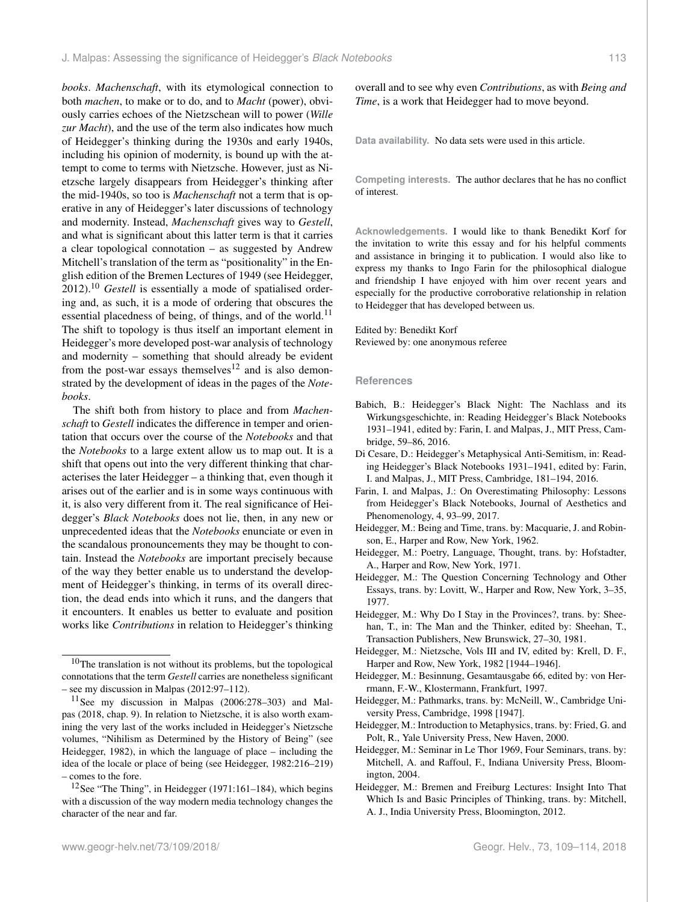*books*. *Machenschaft*, with its etymological connection to both *machen*, to make or to do, and to *Macht* (power), obviously carries echoes of the Nietzschean will to power (*Wille zur Macht*), and the use of the term also indicates how much of Heidegger's thinking during the 1930s and early 1940s, including his opinion of modernity, is bound up with the attempt to come to terms with Nietzsche. However, just as Nietzsche largely disappears from Heidegger's thinking after the mid-1940s, so too is *Machenschaft* not a term that is operative in any of Heidegger's later discussions of technology and modernity. Instead, *Machenschaft* gives way to *Gestell*, and what is significant about this latter term is that it carries a clear topological connotation – as suggested by Andrew Mitchell's translation of the term as "positionality" in the English edition of the Bremen Lectures of 1949 (see Heidegger, 2012).[10] *Gestell* is essentially a mode of spatialised ordering and, as such, it is a mode of ordering that obscures the essential placedness of being, of things, and of the world.[11] The shift to topology is thus itself an important element in Heidegger's more developed post-war analysis of technology and modernity – something that should already be evident from the post-war essays themselves[12] and is also demonstrated by the development of ideas in the pages of the *Notebooks*.

The shift both from history to place and from *Machenschaft* to *Gestell* indicates the difference in temper and orientation that occurs over the course of the *Notebooks* and that the *Notebooks* to a large extent allow us to map out. It is a shift that opens out into the very different thinking that characterises the later Heidegger – a thinking that, even though it arises out of the earlier and is in some ways continuous with it, is also very different from it. The real significance of Heidegger's *Black Notebooks* does not lie, then, in any new or unprecedented ideas that the *Notebooks* enunciate or even in the scandalous pronouncements they may be thought to contain. Instead the *Notebooks* are important precisely because of the way they better enable us to understand the development of Heidegger's thinking, in terms of its overall direction, the dead ends into which it runs, and the dangers that it encounters. It enables us better to evaluate and position works like *Contributions* in relation to Heidegger's thinking overall and to see why even *Contributions*, as with *Being and Time*, is a work that Heidegger had to move beyond.

[10] The translation is not without its problems, but the topological connotations that the term *Gestell* carries are nonetheless significant – see my discussion in Malpas (2012:97–112).

[11] See my discussion in Malpas (2006:278–303) and Malpas (2018, chap. 9). In relation to Nietzsche, it is also worth examining the very last of the works included in Heidegger's Nietzsche volumes, "Nihilism as Determined by the History of Being" (see Heidegger, 1982), in which the language of place – including the idea of the locale or place of being (see Heidegger, 1982:216–219) – comes to the fore.

[12] See "The Thing", in Heidegger (1971:161–184), which begins with a discussion of the way modern media technology changes the character of the near and far.

**Data availability.** No data sets were used in this article.

**Competing interests.** The author declares that he has no conflict of interest.

**Acknowledgements.** I would like to thank Benedikt Korf for the invitation to write this essay and for his helpful comments and assistance in bringing it to publication. I would also like to express my thanks to Ingo Farin for the philosophical dialogue and friendship I have enjoyed with him over recent years and especially for the productive corroborative relationship in relation to Heidegger that has developed between us.

Edited by: Benedikt Korf
Reviewed by: one anonymous referee

## References

Babich, B.: Heidegger's Black Night: The Nachlass and its Wirkungsgeschichte, in: Reading Heidegger's Black Notebooks 1931–1941, edited by: Farin, I. and Malpas, J., MIT Press, Cambridge, 59–86, 2016.

Di Cesare, D.: Heidegger's Metaphysical Anti-Semitism, in: Reading Heidegger's Black Notebooks 1931–1941, edited by: Farin, I. and Malpas, J., MIT Press, Cambridge, 181–194, 2016.

Farin, I. and Malpas, J.: On Overestimating Philosophy: Lessons from Heidegger's Black Notebooks, Journal of Aesthetics and Phenomenology, 4, 93–99, 2017.

Heidegger, M.: Being and Time, trans. by: Macquarie, J. and Robinson, E., Harper and Row, New York, 1962.

Heidegger, M.: Poetry, Language, Thought, trans. by: Hofstadter, A., Harper and Row, New York, 1971.

Heidegger, M.: The Question Concerning Technology and Other Essays, trans. by: Lovitt, W., Harper and Row, New York, 3–35, 1977.

Heidegger, M.: Why Do I Stay in the Provinces?, trans. by: Sheehan, T., in: The Man and the Thinker, edited by: Sheehan, T., Transaction Publishers, New Brunswick, 27–30, 1981.

Heidegger, M.: Nietzsche, Vols III and IV, edited by: Krell, D. F., Harper and Row, New York, 1982 [1944–1946].

Heidegger, M.: Besinnung, Gesamtausgabe 66, edited by: von Herrmann, F.-W., Klostermann, Frankfurt, 1997.

Heidegger, M.: Pathmarks, trans. by: McNeill, W., Cambridge University Press, Cambridge, 1998 [1947].

Heidegger, M.: Introduction to Metaphysics, trans. by: Fried, G. and Polt, R., Yale University Press, New Haven, 2000.

Heidegger, M.: Seminar in Le Thor 1969, Four Seminars, trans. by: Mitchell, A. and Raffoul, F., Indiana University Press, Bloomington, 2004.

Heidegger, M.: Bremen and Freiburg Lectures: Insight Into That Which Is and Basic Principles of Thinking, trans. by: Mitchell, A. J., India University Press, Bloomington, 2012.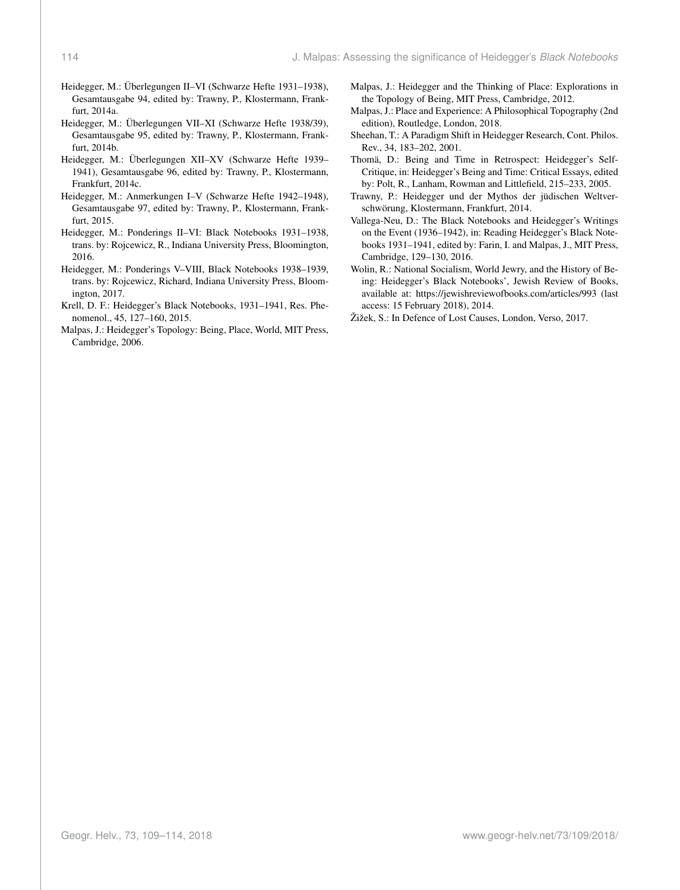Heidegger, M.: Überlegungen II–VI (Schwarze Hefte 1931–1938), Gesamtausgabe 94, edited by: Trawny, P., Klostermann, Frankfurt, 2014a.

Heidegger, M.: Überlegungen VII–XI (Schwarze Hefte 1938/39), Gesamtausgabe 95, edited by: Trawny, P., Klostermann, Frankfurt, 2014b.

Heidegger, M.: Überlegungen XII–XV (Schwarze Hefte 1939–1941), Gesamtausgabe 96, edited by: Trawny, P., Klostermann, Frankfurt, 2014c.

Heidegger, M.: Anmerkungen I–V (Schwarze Hefte 1942–1948), Gesamtausgabe 97, edited by: Trawny, P., Klostermann, Frankfurt, 2015.

Heidegger, M.: Ponderings II–VI: Black Notebooks 1931–1938, trans. by: Rojcewicz, R., Indiana University Press, Bloomington, 2016.

Heidegger, M.: Ponderings V–VIII, Black Notebooks 1938–1939, trans. by: Rojcewicz, Richard, Indiana University Press, Bloomington, 2017.

Krell, D. F.: Heidegger's Black Notebooks, 1931–1941, Res. Phenomenol., 45, 127–160, 2015.

Malpas, J.: Heidegger's Topology: Being, Place, World, MIT Press, Cambridge, 2006.

Malpas, J.: Heidegger and the Thinking of Place: Explorations in the Topology of Being, MIT Press, Cambridge, 2012.

Malpas, J.: Place and Experience: A Philosophical Topography (2nd edition), Routledge, London, 2018.

Sheehan, T.: A Paradigm Shift in Heidegger Research, Cont. Philos. Rev., 34, 183–202, 2001.

Thomä, D.: Being and Time in Retrospect: Heidegger's Self-Critique, in: Heidegger's Being and Time: Critical Essays, edited by: Polt, R., Lanham, Rowman and Littlefield, 215–233, 2005.

Trawny, P.: Heidegger und der Mythos der jüdischen Weltverschwörung, Klostermann, Frankfurt, 2014.

Vallega-Neu, D.: The Black Notebooks and Heidegger's Writings on the Event (1936–1942), in: Reading Heidegger's Black Notebooks 1931–1941, edited by: Farin, I. and Malpas, J., MIT Press, Cambridge, 129–130, 2016.

Wolin, R.: National Socialism, World Jewry, and the History of Being: Heidegger's Black Notebooks', Jewish Review of Books, available at: https://jewishreviewofbooks.com/articles/993 (last access: 15 February 2018), 2014.

Žižek, S.: In Defence of Lost Causes, London, Verso, 2017.